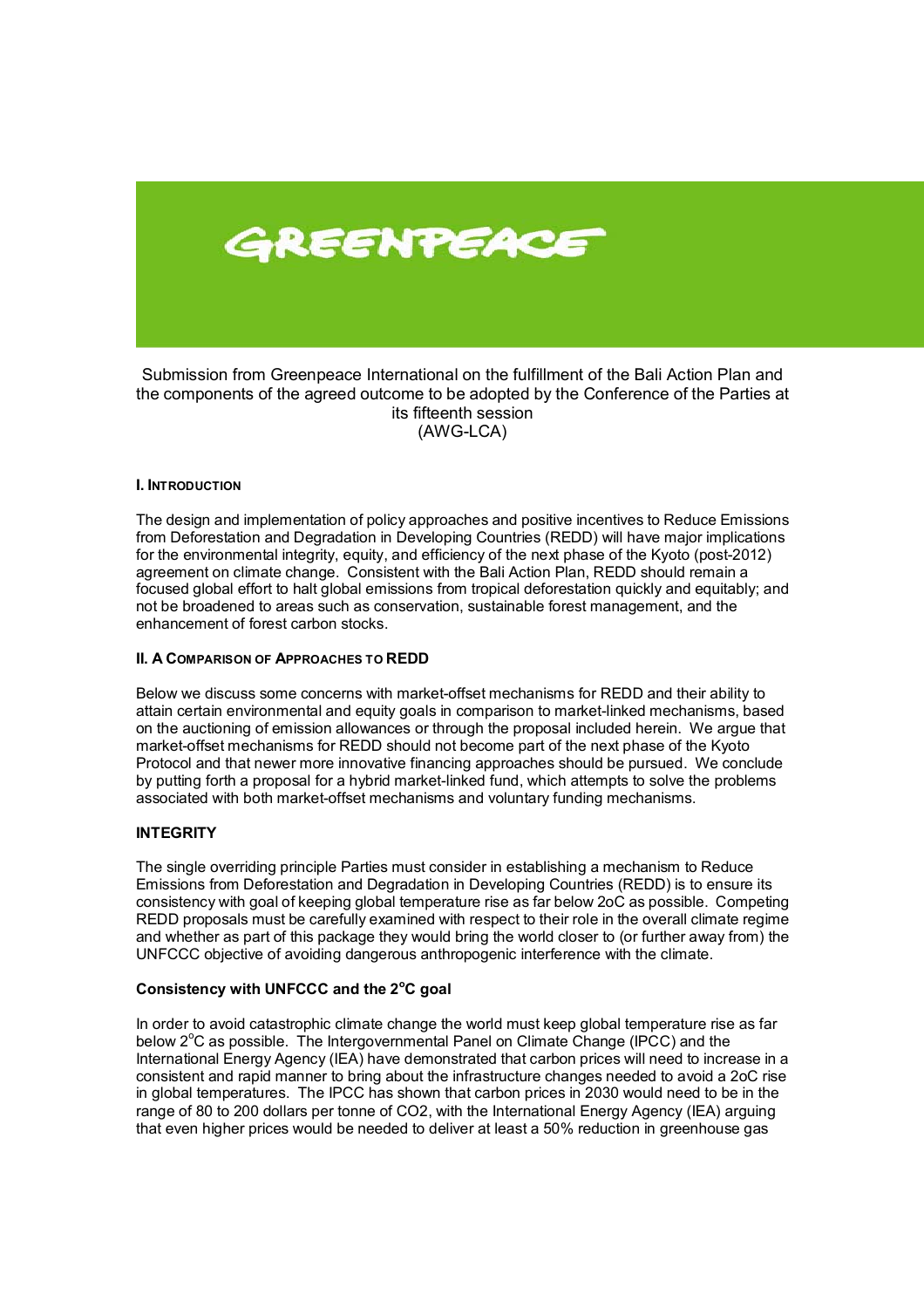GREENPEACE

Submission from Greenpeace International on the fulfillment of the Bali Action Plan and the components of the agreed outcome to be adopted by the Conference of the Parties at its fifteenth session
(AWG-LCA)

## I. Introduction

The design and implementation of policy approaches and positive incentives to Reduce Emissions from Deforestation and Degradation in Developing Countries (REDD) will have major implications for the environmental integrity, equity, and efficiency of the next phase of the Kyoto (post-2012) agreement on climate change. Consistent with the Bali Action Plan, REDD should remain a focused global effort to halt global emissions from tropical deforestation quickly and equitably; and not be broadened to areas such as conservation, sustainable forest management, and the enhancement of forest carbon stocks.

## II. A Comparison of Approaches to REDD

Below we discuss some concerns with market-offset mechanisms for REDD and their ability to attain certain environmental and equity goals in comparison to market-linked mechanisms, based on the auctioning of emission allowances or through the proposal included herein. We argue that market-offset mechanisms for REDD should not become part of the next phase of the Kyoto Protocol and that newer more innovative financing approaches should be pursued. We conclude by putting forth a proposal for a hybrid market-linked fund, which attempts to solve the problems associated with both market-offset mechanisms and voluntary funding mechanisms.

### INTEGRITY

The single overriding principle Parties must consider in establishing a mechanism to Reduce Emissions from Deforestation and Degradation in Developing Countries (REDD) is to ensure its consistency with goal of keeping global temperature rise as far below 2oC as possible. Competing REDD proposals must be carefully examined with respect to their role in the overall climate regime and whether as part of this package they would bring the world closer to (or further away from) the UNFCCC objective of avoiding dangerous anthropogenic interference with the climate.

### Consistency with UNFCCC and the 2°C goal

In order to avoid catastrophic climate change the world must keep global temperature rise as far below 2°C as possible. The Intergovernmental Panel on Climate Change (IPCC) and the International Energy Agency (IEA) have demonstrated that carbon prices will need to increase in a consistent and rapid manner to bring about the infrastructure changes needed to avoid a 2oC rise in global temperatures. The IPCC has shown that carbon prices in 2030 would need to be in the range of 80 to 200 dollars per tonne of $CO_2$, with the International Energy Agency (IEA) arguing that even higher prices would be needed to deliver at least a 50% reduction in greenhouse gas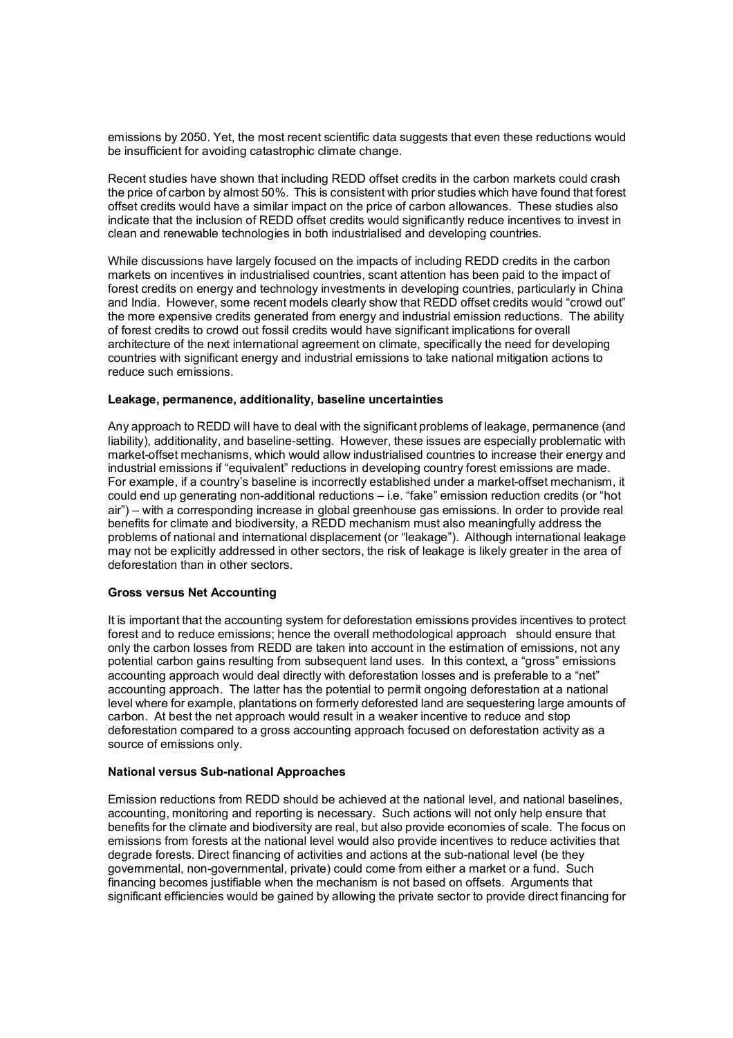emissions by 2050. Yet, the most recent scientific data suggests that even these reductions would be insufficient for avoiding catastrophic climate change.

Recent studies have shown that including REDD offset credits in the carbon markets could crash the price of carbon by almost 50%. This is consistent with prior studies which have found that forest offset credits would have a similar impact on the price of carbon allowances. These studies also indicate that the inclusion of REDD offset credits would significantly reduce incentives to invest in clean and renewable technologies in both industrialised and developing countries.

While discussions have largely focused on the impacts of including REDD credits in the carbon markets on incentives in industrialised countries, scant attention has been paid to the impact of forest credits on energy and technology investments in developing countries, particularly in China and India. However, some recent models clearly show that REDD offset credits would "crowd out" the more expensive credits generated from energy and industrial emission reductions. The ability of forest credits to crowd out fossil credits would have significant implications for overall architecture of the next international agreement on climate, specifically the need for developing countries with significant energy and industrial emissions to take national mitigation actions to reduce such emissions.

**Leakage, permanence, additionality, baseline uncertainties**

Any approach to REDD will have to deal with the significant problems of leakage, permanence (and liability), additionality, and baseline-setting. However, these issues are especially problematic with market-offset mechanisms, which would allow industrialised countries to increase their energy and industrial emissions if "equivalent" reductions in developing country forest emissions are made. For example, if a country's baseline is incorrectly established under a market-offset mechanism, it could end up generating non-additional reductions – i.e. "fake" emission reduction credits (or "hot air") – with a corresponding increase in global greenhouse gas emissions. In order to provide real benefits for climate and biodiversity, a REDD mechanism must also meaningfully address the problems of national and international displacement (or "leakage"). Although international leakage may not be explicitly addressed in other sectors, the risk of leakage is likely greater in the area of deforestation than in other sectors.

**Gross versus Net Accounting**

It is important that the accounting system for deforestation emissions provides incentives to protect forest and to reduce emissions; hence the overall methodological approach should ensure that only the carbon losses from REDD are taken into account in the estimation of emissions, not any potential carbon gains resulting from subsequent land uses. In this context, a "gross" emissions accounting approach would deal directly with deforestation losses and is preferable to a "net" accounting approach. The latter has the potential to permit ongoing deforestation at a national level where for example, plantations on formerly deforested land are sequestering large amounts of carbon. At best the net approach would result in a weaker incentive to reduce and stop deforestation compared to a gross accounting approach focused on deforestation activity as a source of emissions only.

**National versus Sub-national Approaches**

Emission reductions from REDD should be achieved at the national level, and national baselines, accounting, monitoring and reporting is necessary. Such actions will not only help ensure that benefits for the climate and biodiversity are real, but also provide economies of scale. The focus on emissions from forests at the national level would also provide incentives to reduce activities that degrade forests. Direct financing of activities and actions at the sub-national level (be they governmental, non-governmental, private) could come from either a market or a fund. Such financing becomes justifiable when the mechanism is not based on offsets. Arguments that significant efficiencies would be gained by allowing the private sector to provide direct financing for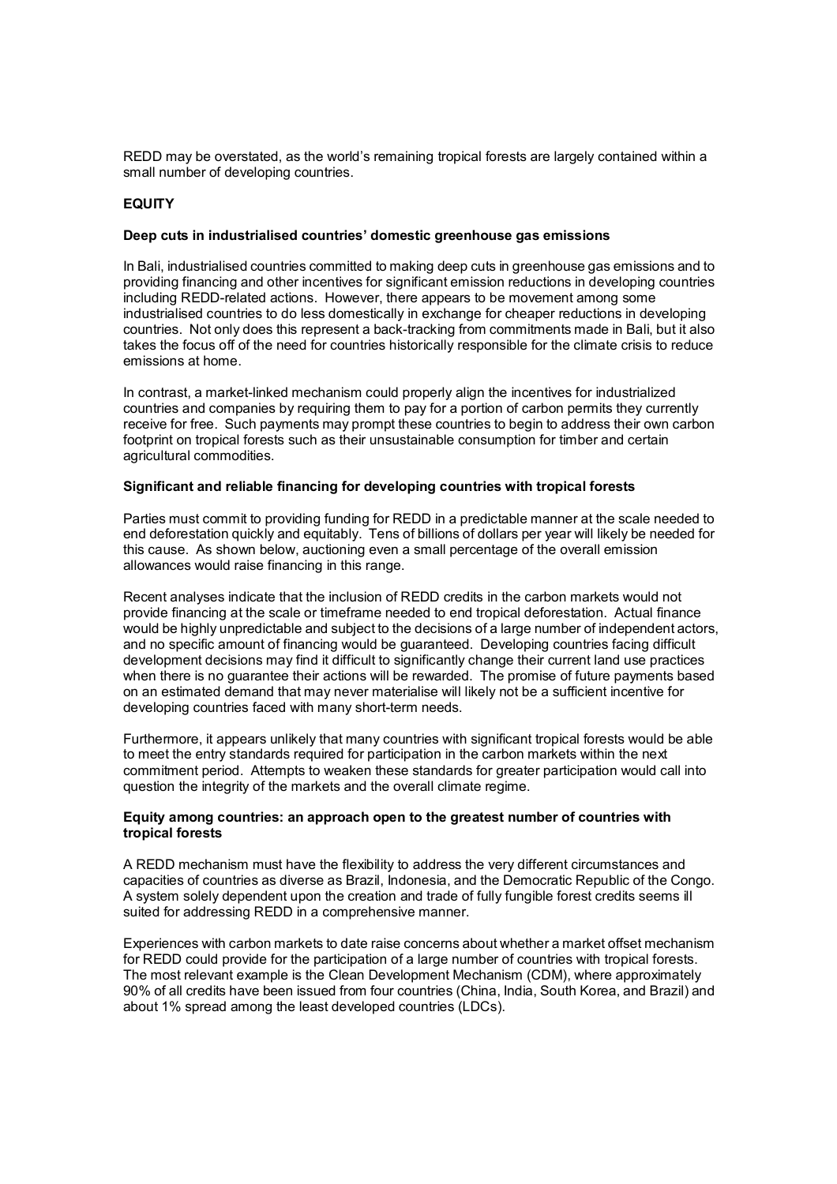REDD may be overstated, as the world's remaining tropical forests are largely contained within a small number of developing countries.

## EQUITY

### Deep cuts in industrialised countries' domestic greenhouse gas emissions

In Bali, industrialised countries committed to making deep cuts in greenhouse gas emissions and to providing financing and other incentives for significant emission reductions in developing countries including REDD-related actions. However, there appears to be movement among some industrialised countries to do less domestically in exchange for cheaper reductions in developing countries. Not only does this represent a back-tracking from commitments made in Bali, but it also takes the focus off of the need for countries historically responsible for the climate crisis to reduce emissions at home.

In contrast, a market-linked mechanism could properly align the incentives for industrialized countries and companies by requiring them to pay for a portion of carbon permits they currently receive for free. Such payments may prompt these countries to begin to address their own carbon footprint on tropical forests such as their unsustainable consumption for timber and certain agricultural commodities.

### Significant and reliable financing for developing countries with tropical forests

Parties must commit to providing funding for REDD in a predictable manner at the scale needed to end deforestation quickly and equitably. Tens of billions of dollars per year will likely be needed for this cause. As shown below, auctioning even a small percentage of the overall emission allowances would raise financing in this range.

Recent analyses indicate that the inclusion of REDD credits in the carbon markets would not provide financing at the scale or timeframe needed to end tropical deforestation. Actual finance would be highly unpredictable and subject to the decisions of a large number of independent actors, and no specific amount of financing would be guaranteed. Developing countries facing difficult development decisions may find it difficult to significantly change their current land use practices when there is no guarantee their actions will be rewarded. The promise of future payments based on an estimated demand that may never materialise will likely not be a sufficient incentive for developing countries faced with many short-term needs.

Furthermore, it appears unlikely that many countries with significant tropical forests would be able to meet the entry standards required for participation in the carbon markets within the next commitment period. Attempts to weaken these standards for greater participation would call into question the integrity of the markets and the overall climate regime.

### Equity among countries: an approach open to the greatest number of countries with tropical forests

A REDD mechanism must have the flexibility to address the very different circumstances and capacities of countries as diverse as Brazil, Indonesia, and the Democratic Republic of the Congo. A system solely dependent upon the creation and trade of fully fungible forest credits seems ill suited for addressing REDD in a comprehensive manner.

Experiences with carbon markets to date raise concerns about whether a market offset mechanism for REDD could provide for the participation of a large number of countries with tropical forests. The most relevant example is the Clean Development Mechanism (CDM), where approximately 90% of all credits have been issued from four countries (China, India, South Korea, and Brazil) and about 1% spread among the least developed countries (LDCs).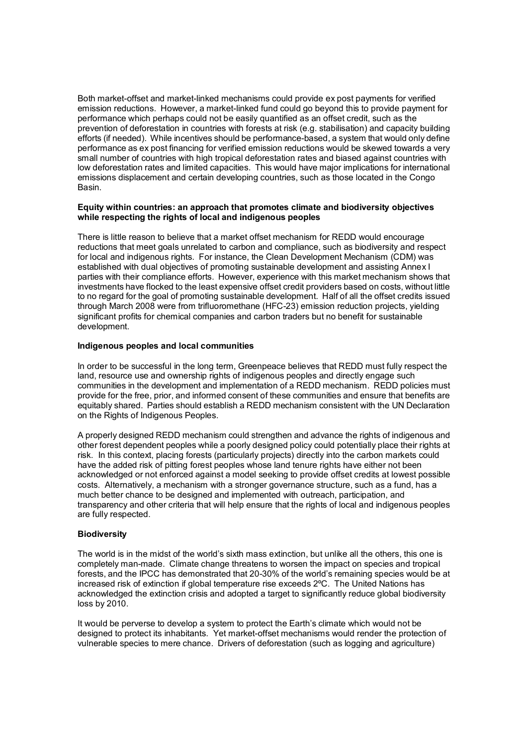Both market-offset and market-linked mechanisms could provide ex post payments for verified emission reductions. However, a market-linked fund could go beyond this to provide payment for performance which perhaps could not be easily quantified as an offset credit, such as the prevention of deforestation in countries with forests at risk (e.g. stabilisation) and capacity building efforts (if needed). While incentives should be performance-based, a system that would only define performance as ex post financing for verified emission reductions would be skewed towards a very small number of countries with high tropical deforestation rates and biased against countries with low deforestation rates and limited capacities. This would have major implications for international emissions displacement and certain developing countries, such as those located in the Congo Basin.

**Equity within countries: an approach that promotes climate and biodiversity objectives while respecting the rights of local and indigenous peoples**

There is little reason to believe that a market offset mechanism for REDD would encourage reductions that meet goals unrelated to carbon and compliance, such as biodiversity and respect for local and indigenous rights. For instance, the Clean Development Mechanism (CDM) was established with dual objectives of promoting sustainable development and assisting Annex I parties with their compliance efforts. However, experience with this market mechanism shows that investments have flocked to the least expensive offset credit providers based on costs, without little to no regard for the goal of promoting sustainable development. Half of all the offset credits issued through March 2008 were from trifluoromethane (HFC-23) emission reduction projects, yielding significant profits for chemical companies and carbon traders but no benefit for sustainable development.

**Indigenous peoples and local communities**

In order to be successful in the long term, Greenpeace believes that REDD must fully respect the land, resource use and ownership rights of indigenous peoples and directly engage such communities in the development and implementation of a REDD mechanism. REDD policies must provide for the free, prior, and informed consent of these communities and ensure that benefits are equitably shared. Parties should establish a REDD mechanism consistent with the UN Declaration on the Rights of Indigenous Peoples.

A properly designed REDD mechanism could strengthen and advance the rights of indigenous and other forest dependent peoples while a poorly designed policy could potentially place their rights at risk. In this context, placing forests (particularly projects) directly into the carbon markets could have the added risk of pitting forest peoples whose land tenure rights have either not been acknowledged or not enforced against a model seeking to provide offset credits at lowest possible costs. Alternatively, a mechanism with a stronger governance structure, such as a fund, has a much better chance to be designed and implemented with outreach, participation, and transparency and other criteria that will help ensure that the rights of local and indigenous peoples are fully respected.

**Biodiversity**

The world is in the midst of the world's sixth mass extinction, but unlike all the others, this one is completely man-made. Climate change threatens to worsen the impact on species and tropical forests, and the IPCC has demonstrated that 20-30% of the world's remaining species would be at increased risk of extinction if global temperature rise exceeds 2ºC. The United Nations has acknowledged the extinction crisis and adopted a target to significantly reduce global biodiversity loss by 2010.

It would be perverse to develop a system to protect the Earth's climate which would not be designed to protect its inhabitants. Yet market-offset mechanisms would render the protection of vulnerable species to mere chance. Drivers of deforestation (such as logging and agriculture)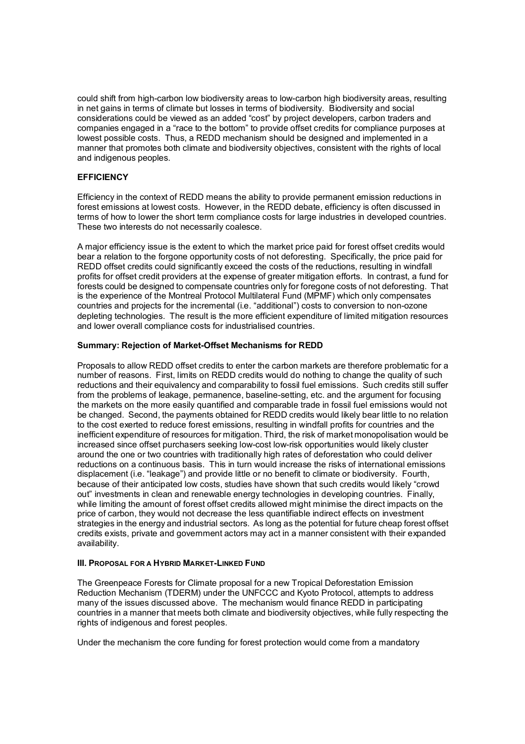could shift from high-carbon low biodiversity areas to low-carbon high biodiversity areas, resulting in net gains in terms of climate but losses in terms of biodiversity. Biodiversity and social considerations could be viewed as an added "cost" by project developers, carbon traders and companies engaged in a "race to the bottom" to provide offset credits for compliance purposes at lowest possible costs. Thus, a REDD mechanism should be designed and implemented in a manner that promotes both climate and biodiversity objectives, consistent with the rights of local and indigenous peoples.

**EFFICIENCY**

Efficiency in the context of REDD means the ability to provide permanent emission reductions in forest emissions at lowest costs. However, in the REDD debate, efficiency is often discussed in terms of how to lower the short term compliance costs for large industries in developed countries. These two interests do not necessarily coalesce.

A major efficiency issue is the extent to which the market price paid for forest offset credits would bear a relation to the forgone opportunity costs of not deforesting. Specifically, the price paid for REDD offset credits could significantly exceed the costs of the reductions, resulting in windfall profits for offset credit providers at the expense of greater mitigation efforts. In contrast, a fund for forests could be designed to compensate countries only for foregone costs of not deforesting. That is the experience of the Montreal Protocol Multilateral Fund (MPMF) which only compensates countries and projects for the incremental (i.e. "additional") costs to conversion to non-ozone depleting technologies. The result is the more efficient expenditure of limited mitigation resources and lower overall compliance costs for industrialised countries.

**Summary: Rejection of Market-Offset Mechanisms for REDD**

Proposals to allow REDD offset credits to enter the carbon markets are therefore problematic for a number of reasons. First, limits on REDD credits would do nothing to change the quality of such reductions and their equivalency and comparability to fossil fuel emissions. Such credits still suffer from the problems of leakage, permanence, baseline-setting, etc. and the argument for focusing the markets on the more easily quantified and comparable trade in fossil fuel emissions would not be changed. Second, the payments obtained for REDD credits would likely bear little to no relation to the cost exerted to reduce forest emissions, resulting in windfall profits for countries and the inefficient expenditure of resources for mitigation. Third, the risk of market monopolisation would be increased since offset purchasers seeking low-cost low-risk opportunities would likely cluster around the one or two countries with traditionally high rates of deforestation who could deliver reductions on a continuous basis. This in turn would increase the risks of international emissions displacement (i.e. "leakage") and provide little or no benefit to climate or biodiversity. Fourth, because of their anticipated low costs, studies have shown that such credits would likely "crowd out" investments in clean and renewable energy technologies in developing countries. Finally, while limiting the amount of forest offset credits allowed might minimise the direct impacts on the price of carbon, they would not decrease the less quantifiable indirect effects on investment strategies in the energy and industrial sectors. As long as the potential for future cheap forest offset credits exists, private and government actors may act in a manner consistent with their expanded availability.

## III. Proposal for a Hybrid Market-Linked Fund

The Greenpeace Forests for Climate proposal for a new Tropical Deforestation Emission Reduction Mechanism (TDERM) under the UNFCCC and Kyoto Protocol, attempts to address many of the issues discussed above. The mechanism would finance REDD in participating countries in a manner that meets both climate and biodiversity objectives, while fully respecting the rights of indigenous and forest peoples.

Under the mechanism the core funding for forest protection would come from a mandatory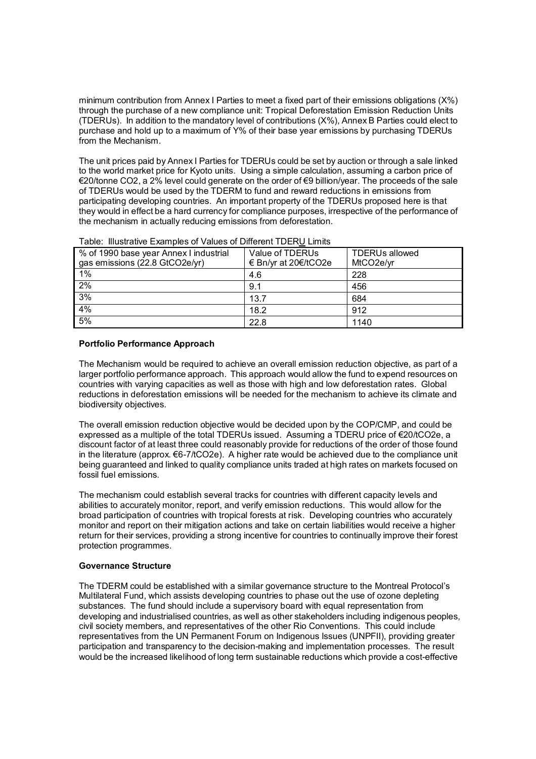minimum contribution from Annex I Parties to meet a fixed part of their emissions obligations (X%) through the purchase of a new compliance unit: Tropical Deforestation Emission Reduction Units (TDERUs). In addition to the mandatory level of contributions (X%), Annex B Parties could elect to purchase and hold up to a maximum of Y% of their base year emissions by purchasing TDERUs from the Mechanism.

The unit prices paid by Annex I Parties for TDERUs could be set by auction or through a sale linked to the world market price for Kyoto units. Using a simple calculation, assuming a carbon price of €20/tonne CO2, a 2% level could generate on the order of €9 billion/year. The proceeds of the sale of TDERUs would be used by the TDERM to fund and reward reductions in emissions from participating developing countries. An important property of the TDERUs proposed here is that they would in effect be a hard currency for compliance purposes, irrespective of the performance of the mechanism in actually reducing emissions from deforestation.

Table: Illustrative Examples of Values of Different TDERU Limits

| % of 1990 base year Annex I industrial gas emissions (22.8 GtCO2e/yr) | Value of TDERUs € Bn/yr at 20€/tCO2e | TDERUs allowed MtCO2e/yr |
|---|---|---|
| 1% | 4.6 | 228 |
| 2% | 9.1 | 456 |
| 3% | 13.7 | 684 |
| 4% | 18.2 | 912 |
| 5% | 22.8 | 1140 |

**Portfolio Performance Approach**

The Mechanism would be required to achieve an overall emission reduction objective, as part of a larger portfolio performance approach. This approach would allow the fund to expend resources on countries with varying capacities as well as those with high and low deforestation rates. Global reductions in deforestation emissions will be needed for the mechanism to achieve its climate and biodiversity objectives.

The overall emission reduction objective would be decided upon by the COP/CMP, and could be expressed as a multiple of the total TDERUs issued. Assuming a TDERU price of €20/tCO2e, a discount factor of at least three could reasonably provide for reductions of the order of those found in the literature (approx. €6-7/tCO2e). A higher rate would be achieved due to the compliance unit being guaranteed and linked to quality compliance units traded at high rates on markets focused on fossil fuel emissions.

The mechanism could establish several tracks for countries with different capacity levels and abilities to accurately monitor, report, and verify emission reductions. This would allow for the broad participation of countries with tropical forests at risk. Developing countries who accurately monitor and report on their mitigation actions and take on certain liabilities would receive a higher return for their services, providing a strong incentive for countries to continually improve their forest protection programmes.

**Governance Structure**

The TDERM could be established with a similar governance structure to the Montreal Protocol's Multilateral Fund, which assists developing countries to phase out the use of ozone depleting substances. The fund should include a supervisory board with equal representation from developing and industrialised countries, as well as other stakeholders including indigenous peoples, civil society members, and representatives of the other Rio Conventions. This could include representatives from the UN Permanent Forum on Indigenous Issues (UNPFII), providing greater participation and transparency to the decision-making and implementation processes. The result would be the increased likelihood of long term sustainable reductions which provide a cost-effective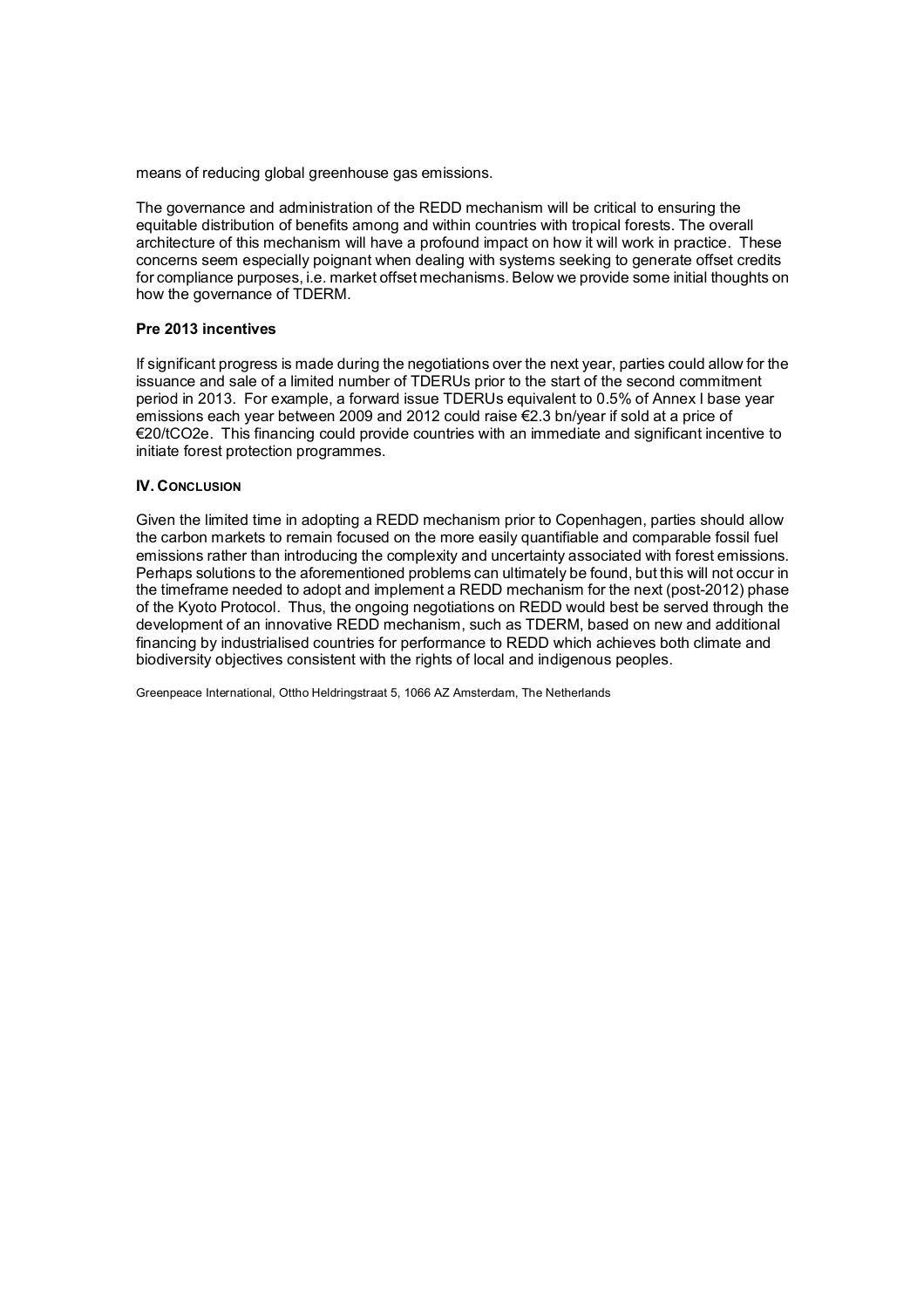means of reducing global greenhouse gas emissions.

The governance and administration of the REDD mechanism will be critical to ensuring the equitable distribution of benefits among and within countries with tropical forests. The overall architecture of this mechanism will have a profound impact on how it will work in practice. These concerns seem especially poignant when dealing with systems seeking to generate offset credits for compliance purposes, i.e. market offset mechanisms. Below we provide some initial thoughts on how the governance of TDERM.

### Pre 2013 incentives

If significant progress is made during the negotiations over the next year, parties could allow for the issuance and sale of a limited number of TDERUs prior to the start of the second commitment period in 2013. For example, a forward issue TDERUs equivalent to 0.5% of Annex I base year emissions each year between 2009 and 2012 could raise €2.3 bn/year if sold at a price of €20/tCO2e. This financing could provide countries with an immediate and significant incentive to initiate forest protection programmes.

## IV. Conclusion

Given the limited time in adopting a REDD mechanism prior to Copenhagen, parties should allow the carbon markets to remain focused on the more easily quantifiable and comparable fossil fuel emissions rather than introducing the complexity and uncertainty associated with forest emissions. Perhaps solutions to the aforementioned problems can ultimately be found, but this will not occur in the timeframe needed to adopt and implement a REDD mechanism for the next (post-2012) phase of the Kyoto Protocol. Thus, the ongoing negotiations on REDD would best be served through the development of an innovative REDD mechanism, such as TDERM, based on new and additional financing by industrialised countries for performance to REDD which achieves both climate and biodiversity objectives consistent with the rights of local and indigenous peoples.

Greenpeace International, Ottho Heldringstraat 5, 1066 AZ Amsterdam, The Netherlands